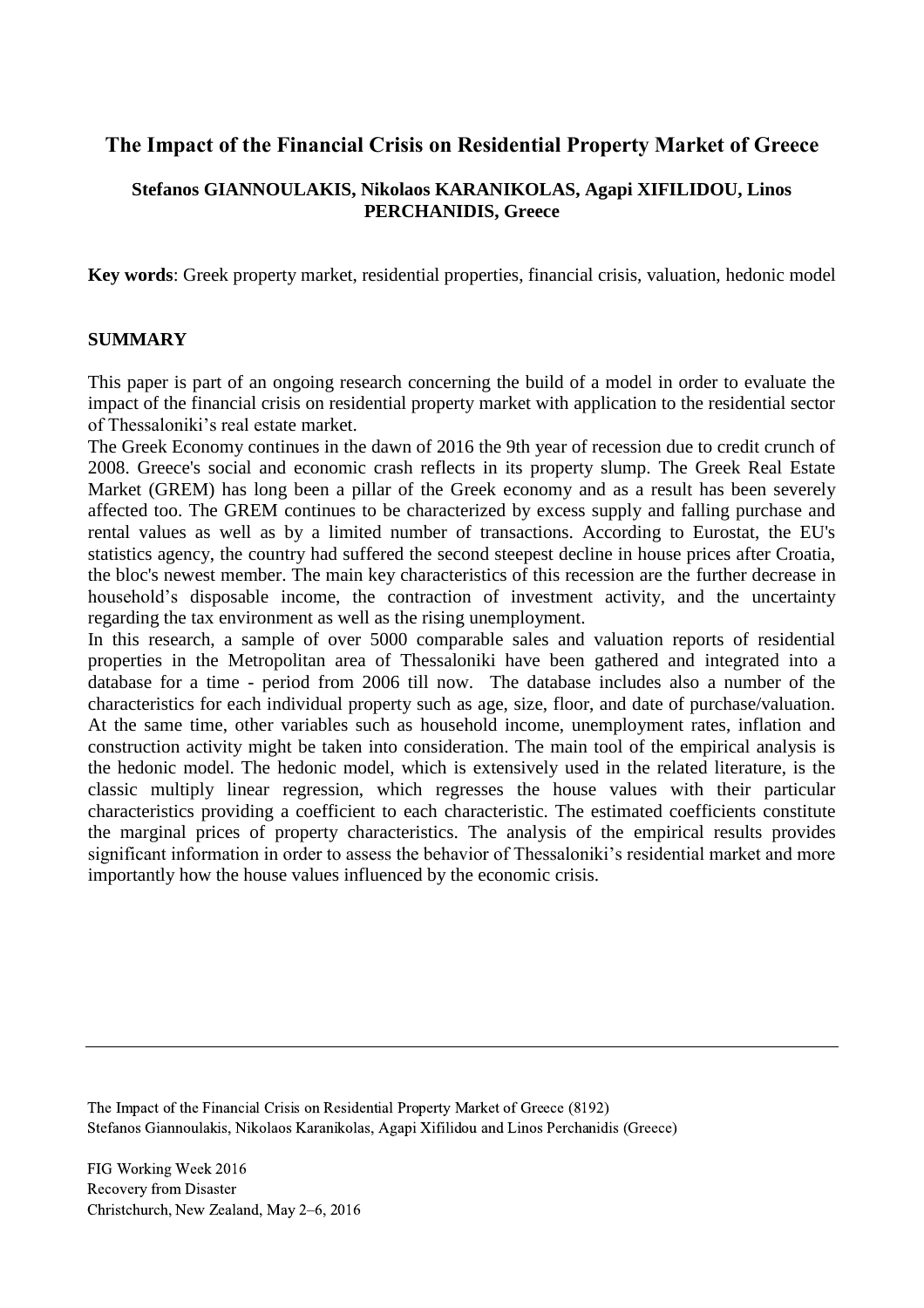# The Impact of the Financial Crisis on Residential Property Market of Greece

**Stefanos GIANNOULAKIS, Nikolaos KARANIKOLAS, Agapi XIFILIDOU, Linos PERCHANIDIS, Greece**

**Key words**: Greek property market, residential properties, financial crisis, valuation, hedonic model

## SUMMARY

This paper is part of an ongoing research concerning the build of a model in order to evaluate the impact of the financial crisis on residential property market with application to the residential sector of Thessaloniki's real estate market.

The Greek Economy continues in the dawn of 2016 the 9th year of recession due to credit crunch of 2008. Greece's social and economic crash reflects in its property slump. The Greek Real Estate Market (GREM) has long been a pillar of the Greek economy and as a result has been severely affected too. The GREM continues to be characterized by excess supply and falling purchase and rental values as well as by a limited number of transactions. According to Eurostat, the EU's statistics agency, the country had suffered the second steepest decline in house prices after Croatia, the bloc's newest member. The main key characteristics of this recession are the further decrease in household's disposable income, the contraction of investment activity, and the uncertainty regarding the tax environment as well as the rising unemployment.

In this research, a sample of over 5000 comparable sales and valuation reports of residential properties in the Metropolitan area of Thessaloniki have been gathered and integrated into a database for a time - period from 2006 till now. The database includes also a number of the characteristics for each individual property such as age, size, floor, and date of purchase/valuation. At the same time, other variables such as household income, unemployment rates, inflation and construction activity might be taken into consideration. The main tool of the empirical analysis is the hedonic model. The hedonic model, which is extensively used in the related literature, is the classic multiply linear regression, which regresses the house values with their particular characteristics providing a coefficient to each characteristic. The estimated coefficients constitute the marginal prices of property characteristics. The analysis of the empirical results provides significant information in order to assess the behavior of Thessaloniki's residential market and more importantly how the house values influenced by the economic crisis.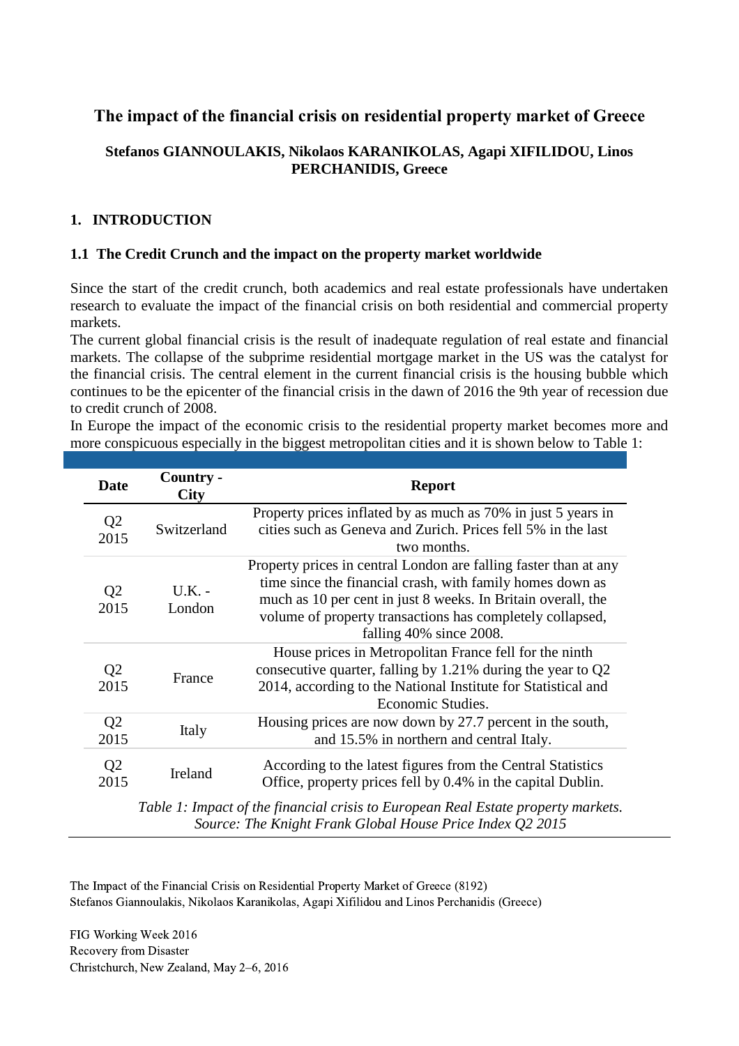# The impact of the financial crisis on residential property market of Greece

**Stefanos GIANNOULAKIS, Nikolaos KARANIKOLAS, Agapi XIFILIDOU, Linos PERCHANIDIS, Greece**

## 1. INTRODUCTION

### 1.1 The Credit Crunch and the impact on the property market worldwide

Since the start of the credit crunch, both academics and real estate professionals have undertaken research to evaluate the impact of the financial crisis on both residential and commercial property markets.

The current global financial crisis is the result of inadequate regulation of real estate and financial markets. The collapse of the subprime residential mortgage market in the US was the catalyst for the financial crisis. The central element in the current financial crisis is the housing bubble which continues to be the epicenter of the financial crisis in the dawn of 2016 the 9th year of recession due to credit crunch of 2008.

In Europe the impact of the economic crisis to the residential property market becomes more and more conspicuous especially in the biggest metropolitan cities and it is shown below to Table 1:

| Date | Country - City | Report |
|---|---|---|
| Q2 2015 | Switzerland | Property prices inflated by as much as 70% in just 5 years in cities such as Geneva and Zurich. Prices fell 5% in the last two months. |
| Q2 2015 | U.K. - London | Property prices in central London are falling faster than at any time since the financial crash, with family homes down as much as 10 per cent in just 8 weeks. In Britain overall, the volume of property transactions has completely collapsed, falling 40% since 2008. |
| Q2 2015 | France | House prices in Metropolitan France fell for the ninth consecutive quarter, falling by 1.21% during the year to Q2 2014, according to the National Institute for Statistical and Economic Studies. |
| Q2 2015 | Italy | Housing prices are now down by 27.7 percent in the south, and 15.5% in northern and central Italy. |
| Q2 2015 | Ireland | According to the latest figures from the Central Statistics Office, property prices fell by 0.4% in the capital Dublin. |

*Table 1: Impact of the financial crisis to European Real Estate property markets. Source: The Knight Frank Global House Price Index Q2 2015*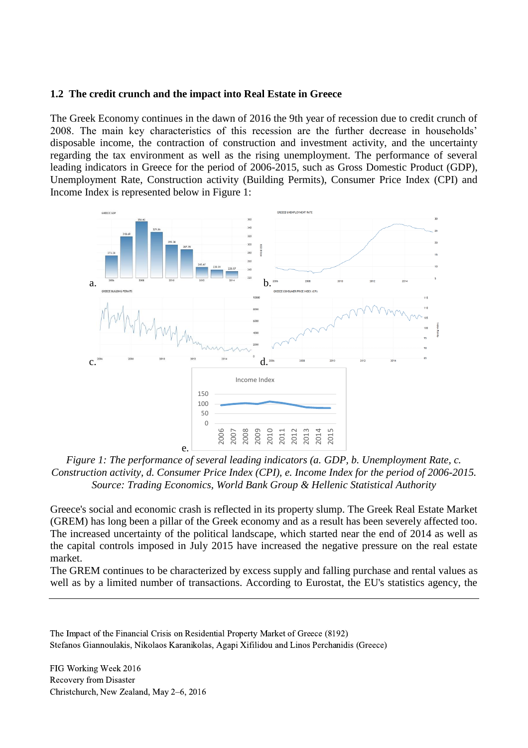### 1.2 The credit crunch and the impact into Real Estate in Greece

The Greek Economy continues in the dawn of 2016 the 9th year of recession due to credit crunch of 2008. The main key characteristics of this recession are the further decrease in households' disposable income, the contraction of construction and investment activity, and the uncertainty regarding the tax environment as well as the rising unemployment. The performance of several leading indicators in Greece for the period of 2006-2015, such as Gross Domestic Product (GDP), Unemployment Rate, Construction activity (Building Permits), Consumer Price Index (CPI) and Income Index is represented below in Figure 1:

*Figure 1: The performance of several leading indicators (a. GDP, b. Unemployment Rate, c. Construction activity, d. Consumer Price Index (CPI), e. Income Index for the period of 2006-2015. Source: Trading Economics, World Bank Group & Hellenic Statistical Authority*

Greece's social and economic crash is reflected in its property slump. The Greek Real Estate Market (GREM) has long been a pillar of the Greek economy and as a result has been severely affected too. The increased uncertainty of the political landscape, which started near the end of 2014 as well as the capital controls imposed in July 2015 have increased the negative pressure on the real estate market.

The GREM continues to be characterized by excess supply and falling purchase and rental values as well as by a limited number of transactions. According to Eurostat, the EU's statistics agency, the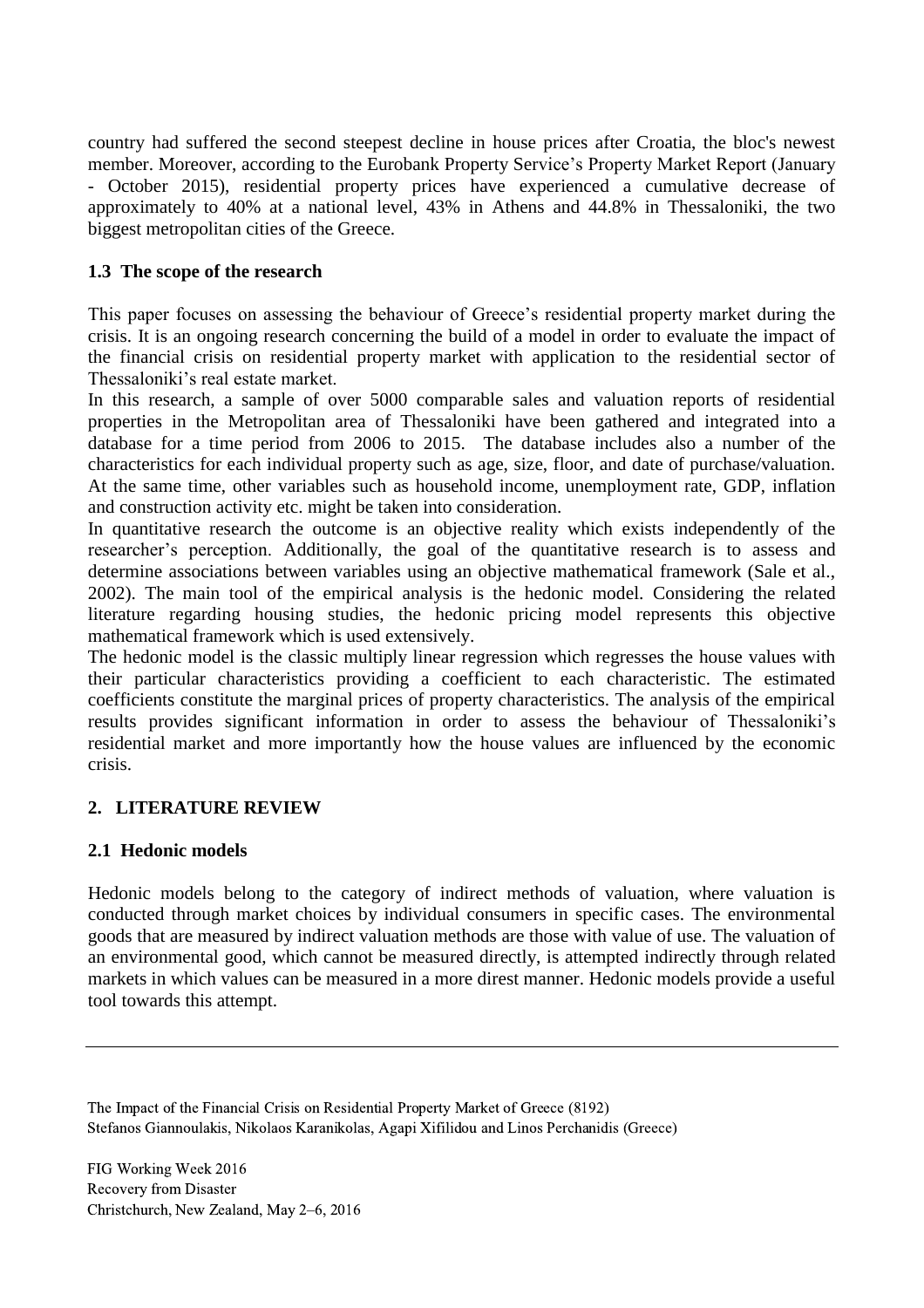country had suffered the second steepest decline in house prices after Croatia, the bloc's newest member. Moreover, according to the Eurobank Property Service's Property Market Report (January - October 2015), residential property prices have experienced a cumulative decrease of approximately to 40% at a national level, 43% in Athens and 44.8% in Thessaloniki, the two biggest metropolitan cities of the Greece.

### 1.3 The scope of the research

This paper focuses on assessing the behaviour of Greece's residential property market during the crisis. It is an ongoing research concerning the build of a model in order to evaluate the impact of the financial crisis on residential property market with application to the residential sector of Thessaloniki's real estate market.

In this research, a sample of over 5000 comparable sales and valuation reports of residential properties in the Metropolitan area of Thessaloniki have been gathered and integrated into a database for a time period from 2006 to 2015. The database includes also a number of the characteristics for each individual property such as age, size, floor, and date of purchase/valuation. At the same time, other variables such as household income, unemployment rate, GDP, inflation and construction activity etc. might be taken into consideration.

In quantitative research the outcome is an objective reality which exists independently of the researcher's perception. Additionally, the goal of the quantitative research is to assess and determine associations between variables using an objective mathematical framework (Sale et al., 2002). The main tool of the empirical analysis is the hedonic model. Considering the related literature regarding housing studies, the hedonic pricing model represents this objective mathematical framework which is used extensively.

The hedonic model is the classic multiply linear regression which regresses the house values with their particular characteristics providing a coefficient to each characteristic. The estimated coefficients constitute the marginal prices of property characteristics. The analysis of the empirical results provides significant information in order to assess the behaviour of Thessaloniki's residential market and more importantly how the house values are influenced by the economic crisis.

## 2. LITERATURE REVIEW

### 2.1 Hedonic models

Hedonic models belong to the category of indirect methods of valuation, where valuation is conducted through market choices by individual consumers in specific cases. The environmental goods that are measured by indirect valuation methods are those with value of use. The valuation of an environmental good, which cannot be measured directly, is attempted indirectly through related markets in which values can be measured in a more direst manner. Hedonic models provide a useful tool towards this attempt.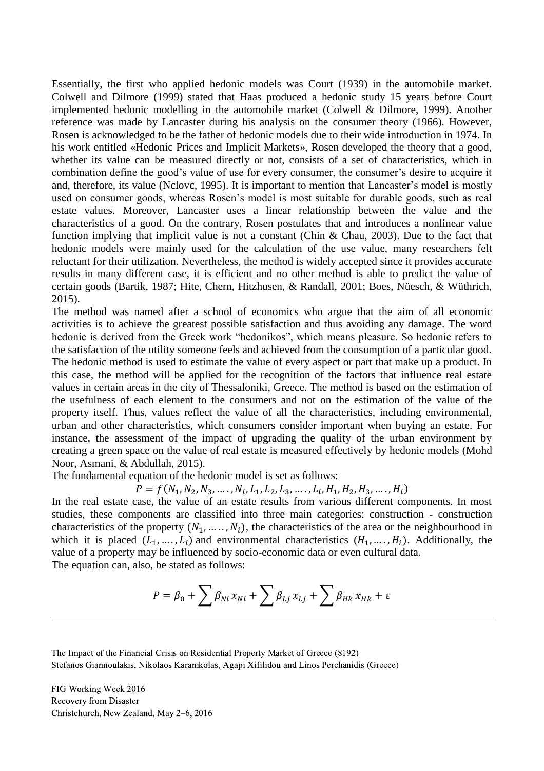Essentially, the first who applied hedonic models was Court (1939) in the automobile market. Colwell and Dilmore (1999) stated that Haas produced a hedonic study 15 years before Court implemented hedonic modelling in the automobile market (Colwell & Dilmore, 1999). Another reference was made by Lancaster during his analysis on the consumer theory (1966). However, Rosen is acknowledged to be the father of hedonic models due to their wide introduction in 1974. In his work entitled «Hedonic Prices and Implicit Markets», Rosen developed the theory that a good, whether its value can be measured directly or not, consists of a set of characteristics, which in combination define the good's value of use for every consumer, the consumer's desire to acquire it and, therefore, its value (Nclovc, 1995). It is important to mention that Lancaster's model is mostly used on consumer goods, whereas Rosen's model is most suitable for durable goods, such as real estate values. Moreover, Lancaster uses a linear relationship between the value and the characteristics of a good. On the contrary, Rosen postulates that and introduces a nonlinear value function implying that implicit value is not a constant (Chin & Chau, 2003). Due to the fact that hedonic models were mainly used for the calculation of the use value, many researchers felt reluctant for their utilization. Nevertheless, the method is widely accepted since it provides accurate results in many different case, it is efficient and no other method is able to predict the value of certain goods (Bartik, 1987; Hite, Chern, Hitzhusen, & Randall, 2001; Boes, Nüesch, & Wüthrich, 2015).

The method was named after a school of economics who argue that the aim of all economic activities is to achieve the greatest possible satisfaction and thus avoiding any damage. The word hedonic is derived from the Greek work "hedonikos", which means pleasure. So hedonic refers to the satisfaction of the utility someone feels and achieved from the consumption of a particular good. The hedonic method is used to estimate the value of every aspect or part that make up a product. In this case, the method will be applied for the recognition of the factors that influence real estate values in certain areas in the city of Thessaloniki, Greece. The method is based on the estimation of the usefulness of each element to the consumers and not on the estimation of the value of the property itself. Thus, values reflect the value of all the characteristics, including environmental, urban and other characteristics, which consumers consider important when buying an estate. For instance, the assessment of the impact of upgrading the quality of the urban environment by creating a green space on the value of real estate is measured effectively by hedonic models (Mohd Noor, Asmani, & Abdullah, 2015).

The fundamental equation of the hedonic model is set as follows:

$$P = f(N_1, N_2, N_3, \ldots, N_i, L_1, L_2, L_3, \ldots, L_i, H_1, H_2, H_3, \ldots, H_i)$$

In the real estate case, the value of an estate results from various different components. In most studies, these components are classified into three main categories: construction - construction characteristics of the property $(N_1, \ldots, N_i)$, the characteristics of the area or the neighbourhood in which it is placed $(L_1, \ldots, L_i)$ and environmental characteristics $(H_1, \ldots, H_i)$. Additionally, the value of a property may be influenced by socio-economic data or even cultural data.

The equation can, also, be stated as follows:

$$P = \beta_0 + \sum \beta_{Ni} x_{Ni} + \sum \beta_{Lj} x_{Lj} + \sum \beta_{Hk} x_{Hk} + \varepsilon$$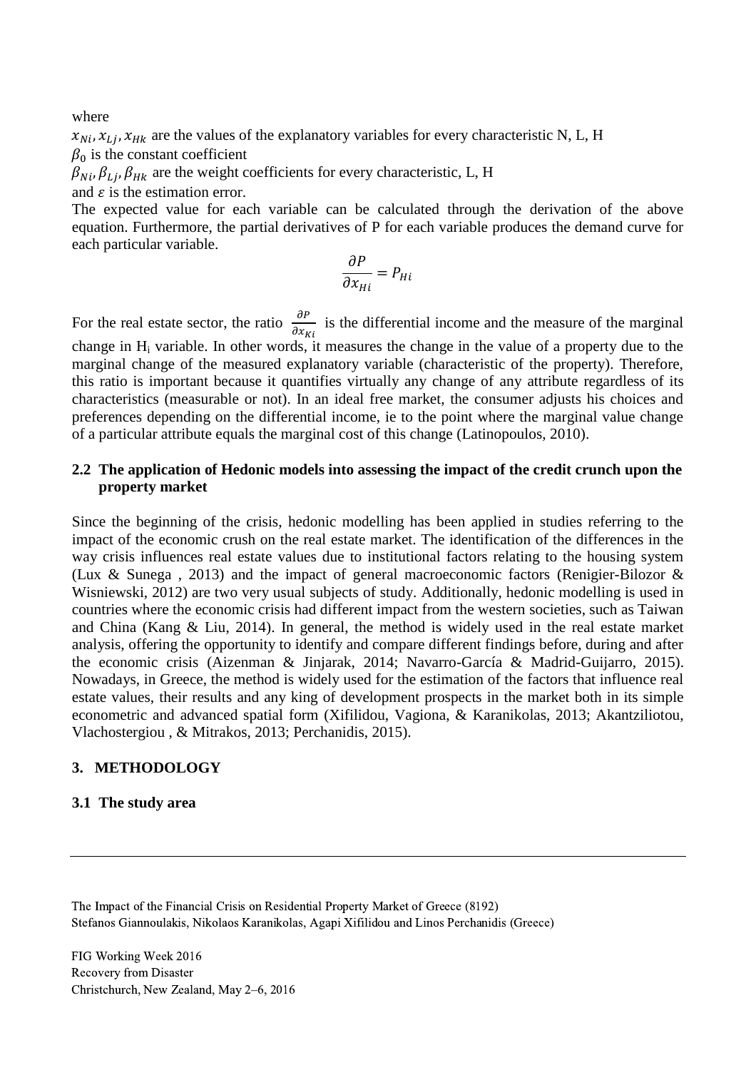where

$x_{Ni}, x_{Lj}, x_{Hk}$ are the values of the explanatory variables for every characteristic N, L, H

$\beta_0$ is the constant coefficient

$\beta_{Ni}, \beta_{Lj}, \beta_{Hk}$ are the weight coefficients for every characteristic, L, H

and $\varepsilon$ is the estimation error.

The expected value for each variable can be calculated through the derivation of the above equation. Furthermore, the partial derivatives of P for each variable produces the demand curve for each particular variable.

$$\frac{\partial P}{\partial x_{Hi}} = P_{Hi}$$

For the real estate sector, the ratio $\frac{\partial P}{\partial x_{Ki}}$ is the differential income and the measure of the marginal change in $H_i$ variable. In other words, it measures the change in the value of a property due to the marginal change of the measured explanatory variable (characteristic of the property). Therefore, this ratio is important because it quantifies virtually any change of any attribute regardless of its characteristics (measurable or not). In an ideal free market, the consumer adjusts his choices and preferences depending on the differential income, ie to the point where the marginal value change of a particular attribute equals the marginal cost of this change (Latinopoulos, 2010).

### 2.2 The application of Hedonic models into assessing the impact of the credit crunch upon the property market

Since the beginning of the crisis, hedonic modelling has been applied in studies referring to the impact of the economic crush on the real estate market. The identification of the differences in the way crisis influences real estate values due to institutional factors relating to the housing system (Lux & Sunega , 2013) and the impact of general macroeconomic factors (Renigier-Bilozor & Wisniewski, 2012) are two very usual subjects of study. Additionally, hedonic modelling is used in countries where the economic crisis had different impact from the western societies, such as Taiwan and China (Kang & Liu, 2014). In general, the method is widely used in the real estate market analysis, offering the opportunity to identify and compare different findings before, during and after the economic crisis (Aizenman & Jinjarak, 2014; Navarro-García & Madrid-Guijarro, 2015). Nowadays, in Greece, the method is widely used for the estimation of the factors that influence real estate values, their results and any king of development prospects in the market both in its simple econometric and advanced spatial form (Xifilidou, Vagiona, & Karanikolas, 2013; Akantziliotou, Vlachostergiou , & Mitrakos, 2013; Perchanidis, 2015).

## 3. METHODOLOGY

### 3.1 The study area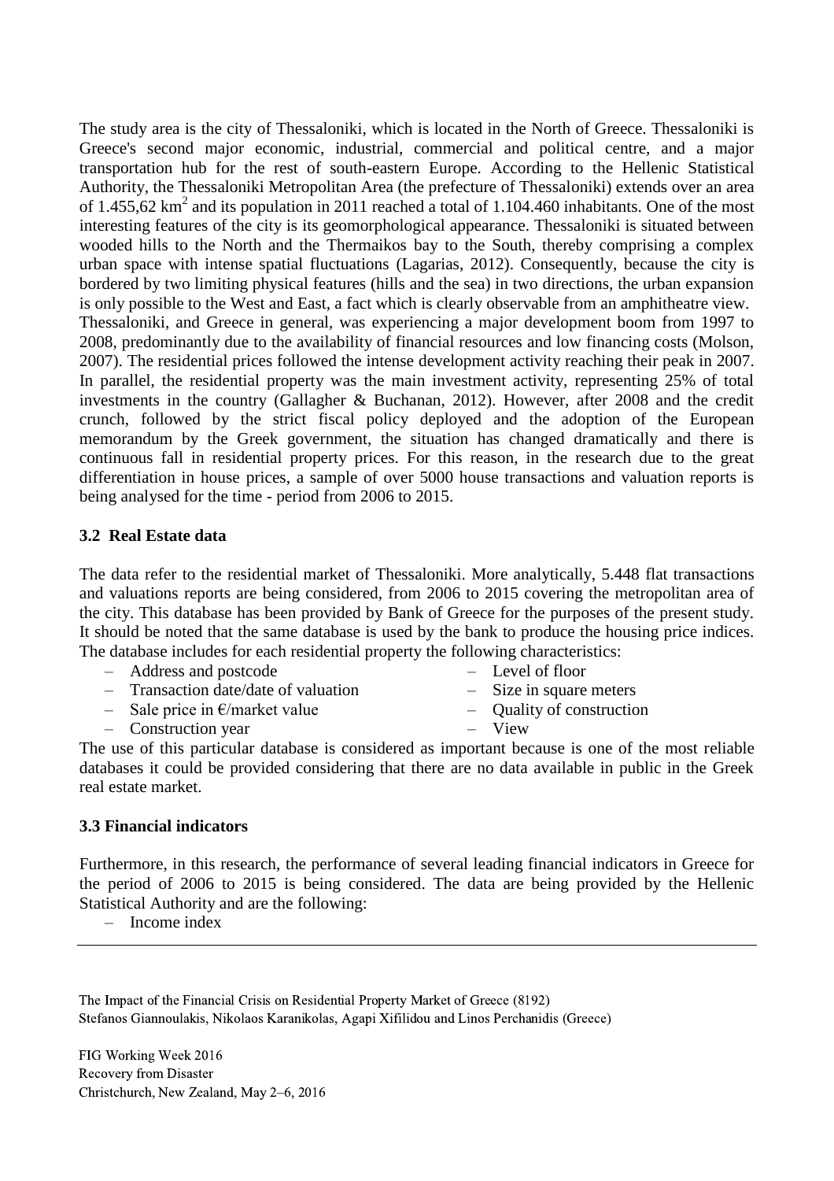The study area is the city of Thessaloniki, which is located in the North of Greece. Thessaloniki is Greece's second major economic, industrial, commercial and political centre, and a major transportation hub for the rest of south-eastern Europe. According to the Hellenic Statistical Authority, the Thessaloniki Metropolitan Area (the prefecture of Thessaloniki) extends over an area of 1.455,62 km$^2$ and its population in 2011 reached a total of 1.104.460 inhabitants. One of the most interesting features of the city is its geomorphological appearance. Thessaloniki is situated between wooded hills to the North and the Thermaikos bay to the South, thereby comprising a complex urban space with intense spatial fluctuations (Lagarias, 2012). Consequently, because the city is bordered by two limiting physical features (hills and the sea) in two directions, the urban expansion is only possible to the West and East, a fact which is clearly observable from an amphitheatre view.
Thessaloniki, and Greece in general, was experiencing a major development boom from 1997 to 2008, predominantly due to the availability of financial resources and low financing costs (Molson, 2007). The residential prices followed the intense development activity reaching their peak in 2007. In parallel, the residential property was the main investment activity, representing 25% of total investments in the country (Gallagher & Buchanan, 2012). However, after 2008 and the credit crunch, followed by the strict fiscal policy deployed and the adoption of the European memorandum by the Greek government, the situation has changed dramatically and there is continuous fall in residential property prices. For this reason, in the research due to the great differentiation in house prices, a sample of over 5000 house transactions and valuation reports is being analysed for the time - period from 2006 to 2015.

### 3.2 Real Estate data

The data refer to the residential market of Thessaloniki. More analytically, 5.448 flat transactions and valuations reports are being considered, from 2006 to 2015 covering the metropolitan area of the city. This database has been provided by Bank of Greece for the purposes of the present study. It should be noted that the same database is used by the bank to produce the housing price indices. The database includes for each residential property the following characteristics:

- Address and postcode
- Transaction date/date of valuation
- Sale price in €/market value
- Construction year
- Level of floor
- Size in square meters
- Quality of construction
- View

The use of this particular database is considered as important because is one of the most reliable databases it could be provided considering that there are no data available in public in the Greek real estate market.

### 3.3 Financial indicators

Furthermore, in this research, the performance of several leading financial indicators in Greece for the period of 2006 to 2015 is being considered. The data are being provided by the Hellenic Statistical Authority and are the following:

- Income index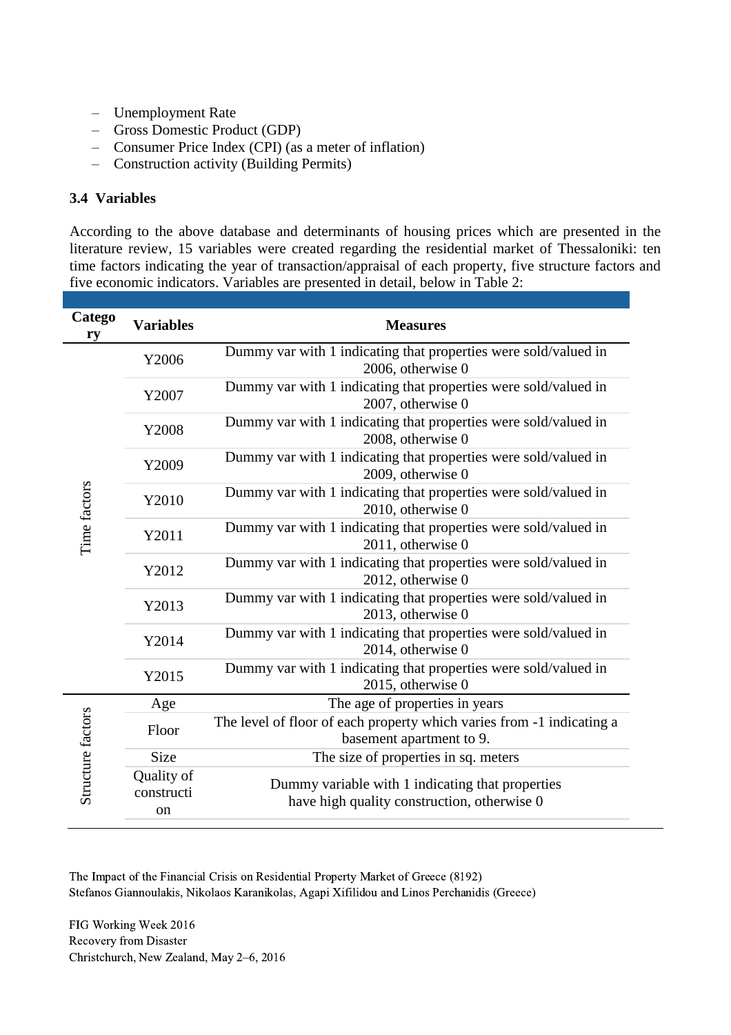- Unemployment Rate
- Gross Domestic Product (GDP)
- Consumer Price Index (CPI) (as a meter of inflation)
- Construction activity (Building Permits)

### 3.4 Variables

According to the above database and determinants of housing prices which are presented in the literature review, 15 variables were created regarding the residential market of Thessaloniki: ten time factors indicating the year of transaction/appraisal of each property, five structure factors and five economic indicators. Variables are presented in detail, below in Table 2:

| Category | Variables | Measures |
|---|---|---|
| Time factors | Y2006 | Dummy var with 1 indicating that properties were sold/valued in 2006, otherwise 0 |
| | Y2007 | Dummy var with 1 indicating that properties were sold/valued in 2007, otherwise 0 |
| | Y2008 | Dummy var with 1 indicating that properties were sold/valued in 2008, otherwise 0 |
| | Y2009 | Dummy var with 1 indicating that properties were sold/valued in 2009, otherwise 0 |
| | Y2010 | Dummy var with 1 indicating that properties were sold/valued in 2010, otherwise 0 |
| | Y2011 | Dummy var with 1 indicating that properties were sold/valued in 2011, otherwise 0 |
| | Y2012 | Dummy var with 1 indicating that properties were sold/valued in 2012, otherwise 0 |
| | Y2013 | Dummy var with 1 indicating that properties were sold/valued in 2013, otherwise 0 |
| | Y2014 | Dummy var with 1 indicating that properties were sold/valued in 2014, otherwise 0 |
| | Y2015 | Dummy var with 1 indicating that properties were sold/valued in 2015, otherwise 0 |
| Structure factors | Age | The age of properties in years |
| | Floor | The level of floor of each property which varies from -1 indicating a basement apartment to 9. |
| | Size | The size of properties in sq. meters |
| | Quality of construction | Dummy variable with 1 indicating that properties have high quality construction, otherwise 0 |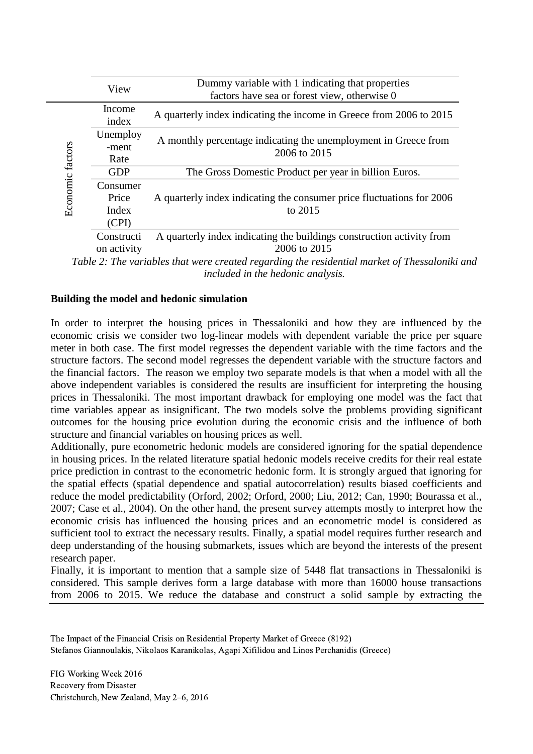| | | |
|---|---|---|
| | View | Dummy variable with 1 indicating that properties factors have sea or forest view, otherwise 0 |
| Economic factors | Income index | A quarterly index indicating the income in Greece from 2006 to 2015 |
| | Unemploy-ment Rate | A monthly percentage indicating the unemployment in Greece from 2006 to 2015 |
| | GDP | The Gross Domestic Product per year in billion Euros. |
| | Consumer Price Index (CPI) | A quarterly index indicating the consumer price fluctuations for 2006 to 2015 |
| | Constructi on activity | A quarterly index indicating the buildings construction activity from 2006 to 2015 |

*Table 2: The variables that were created regarding the residential market of Thessaloniki and included in the hedonic analysis.*

**Building the model and hedonic simulation**

In order to interpret the housing prices in Thessaloniki and how they are influenced by the economic crisis we consider two log-linear models with dependent variable the price per square meter in both case. The first model regresses the dependent variable with the time factors and the structure factors. The second model regresses the dependent variable with the structure factors and the financial factors. The reason we employ two separate models is that when a model with all the above independent variables is considered the results are insufficient for interpreting the housing prices in Thessaloniki. The most important drawback for employing one model was the fact that time variables appear as insignificant. The two models solve the problems providing significant outcomes for the housing price evolution during the economic crisis and the influence of both structure and financial variables on housing prices as well.

Additionally, pure econometric hedonic models are considered ignoring for the spatial dependence in housing prices. In the related literature spatial hedonic models receive credits for their real estate price prediction in contrast to the econometric hedonic form. It is strongly argued that ignoring for the spatial effects (spatial dependence and spatial autocorrelation) results biased coefficients and reduce the model predictability (Orford, 2002; Orford, 2000; Liu, 2012; Can, 1990; Bourassa et al., 2007; Case et al., 2004). On the other hand, the present survey attempts mostly to interpret how the economic crisis has influenced the housing prices and an econometric model is considered as sufficient tool to extract the necessary results. Finally, a spatial model requires further research and deep understanding of the housing submarkets, issues which are beyond the interests of the present research paper.

Finally, it is important to mention that a sample size of 5448 flat transactions in Thessaloniki is considered. This sample derives form a large database with more than 16000 house transactions from 2006 to 2015. We reduce the database and construct a solid sample by extracting the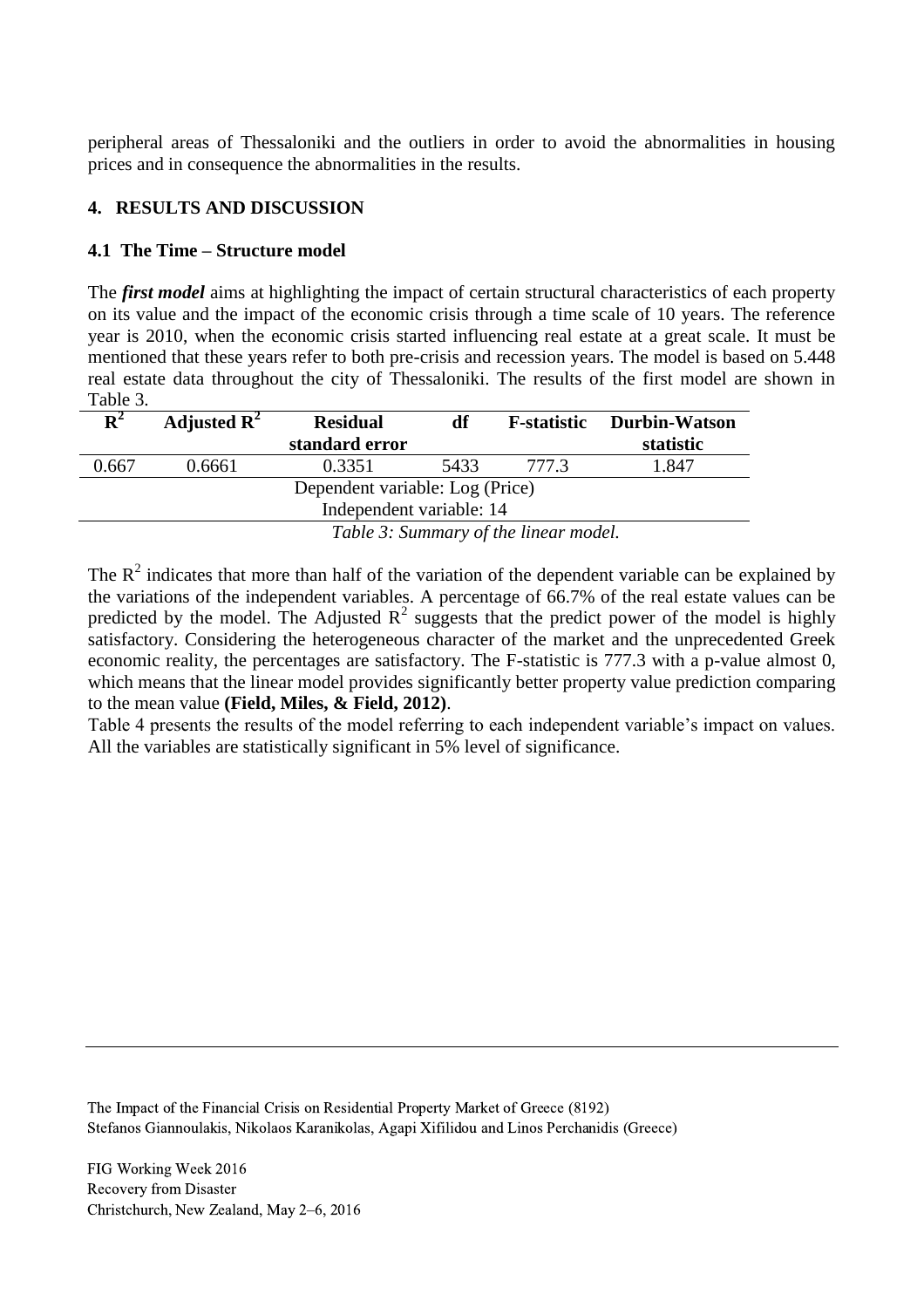peripheral areas of Thessaloniki and the outliers in order to avoid the abnormalities in housing prices and in consequence the abnormalities in the results.

## 4. RESULTS AND DISCUSSION

### 4.1 The Time – Structure model

The ***first model*** aims at highlighting the impact of certain structural characteristics of each property on its value and the impact of the economic crisis through a time scale of 10 years. The reference year is 2010, when the economic crisis started influencing real estate at a great scale. It must be mentioned that these years refer to both pre-crisis and recession years. The model is based on 5.448 real estate data throughout the city of Thessaloniki. The results of the first model are shown in Table 3.

| $R^2$ | Adjusted $R^2$ | Residual standard error | df | F-statistic | Durbin-Watson statistic |
|---|---|---|---|---|---|
| 0.667 | 0.6661 | 0.3351 | 5433 | 777.3 | 1.847 |
| Dependent variable: Log (Price) | | | | | |
| Independent variable: 14 | | | | | |

*Table 3: Summary of the linear model.*

The $R^2$ indicates that more than half of the variation of the dependent variable can be explained by the variations of the independent variables. A percentage of 66.7% of the real estate values can be predicted by the model. The Adjusted $R^2$ suggests that the predict power of the model is highly satisfactory. Considering the heterogeneous character of the market and the unprecedented Greek economic reality, the percentages are satisfactory. The F-statistic is 777.3 with a p-value almost 0, which means that the linear model provides significantly better property value prediction comparing to the mean value **(Field, Miles, & Field, 2012)**.

Table 4 presents the results of the model referring to each independent variable's impact on values. All the variables are statistically significant in 5% level of significance.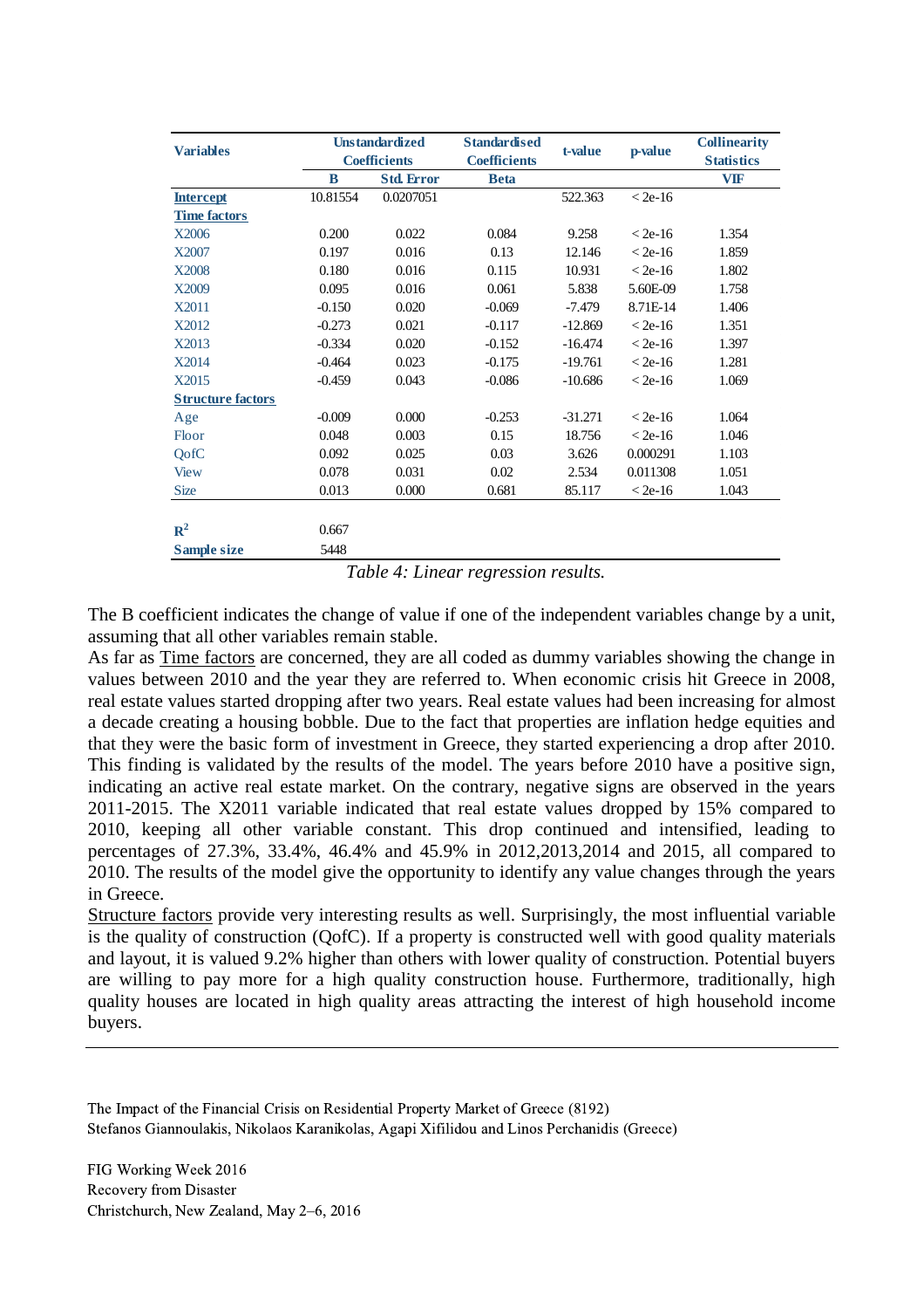| Variables | Unstandardized Coefficients | | Standardised Coefficients | t-value | p-value | Collinearity Statistics |
|---|---|---|---|---|---|---|
| | B | Std. Error | Beta | | | VIF |
| Intercept | 10.81554 | 0.0207051 | | 522.363 | < 2e-16 | |
| Time factors | | | | | | |
| X2006 | 0.200 | 0.022 | 0.084 | 9.258 | < 2e-16 | 1.354 |
| X2007 | 0.197 | 0.016 | 0.13 | 12.146 | < 2e-16 | 1.859 |
| X2008 | 0.180 | 0.016 | 0.115 | 10.931 | < 2e-16 | 1.802 |
| X2009 | 0.095 | 0.016 | 0.061 | 5.838 | 5.60E-09 | 1.758 |
| X2011 | -0.150 | 0.020 | -0.069 | -7.479 | 8.71E-14 | 1.406 |
| X2012 | -0.273 | 0.021 | -0.117 | -12.869 | < 2e-16 | 1.351 |
| X2013 | -0.334 | 0.020 | -0.152 | -16.474 | < 2e-16 | 1.397 |
| X2014 | -0.464 | 0.023 | -0.175 | -19.761 | < 2e-16 | 1.281 |
| X2015 | -0.459 | 0.043 | -0.086 | -10.686 | < 2e-16 | 1.069 |
| Structure factors | | | | | | |
| Age | -0.009 | 0.000 | -0.253 | -31.271 | < 2e-16 | 1.064 |
| Floor | 0.048 | 0.003 | 0.15 | 18.756 | < 2e-16 | 1.046 |
| QofC | 0.092 | 0.025 | 0.03 | 3.626 | 0.000291 | 1.103 |
| View | 0.078 | 0.031 | 0.02 | 2.534 | 0.011308 | 1.051 |
| Size | 0.013 | 0.000 | 0.681 | 85.117 | < 2e-16 | 1.043 |
| $R^2$ | 0.667 | | | | | |
| Sample size | 5448 | | | | | |

*Table 4: Linear regression results.*

The B coefficient indicates the change of value if one of the independent variables change by a unit, assuming that all other variables remain stable.

As far as Time factors are concerned, they are all coded as dummy variables showing the change in values between 2010 and the year they are referred to. When economic crisis hit Greece in 2008, real estate values started dropping after two years. Real estate values had been increasing for almost a decade creating a housing bobble. Due to the fact that properties are inflation hedge equities and that they were the basic form of investment in Greece, they started experiencing a drop after 2010. This finding is validated by the results of the model. The years before 2010 have a positive sign, indicating an active real estate market. On the contrary, negative signs are observed in the years 2011-2015. The X2011 variable indicated that real estate values dropped by 15% compared to 2010, keeping all other variable constant. This drop continued and intensified, leading to percentages of 27.3%, 33.4%, 46.4% and 45.9% in 2012,2013,2014 and 2015, all compared to 2010. The results of the model give the opportunity to identify any value changes through the years in Greece.

Structure factors provide very interesting results as well. Surprisingly, the most influential variable is the quality of construction (QofC). If a property is constructed well with good quality materials and layout, it is valued 9.2% higher than others with lower quality of construction. Potential buyers are willing to pay more for a high quality construction house. Furthermore, traditionally, high quality houses are located in high quality areas attracting the interest of high household income buyers.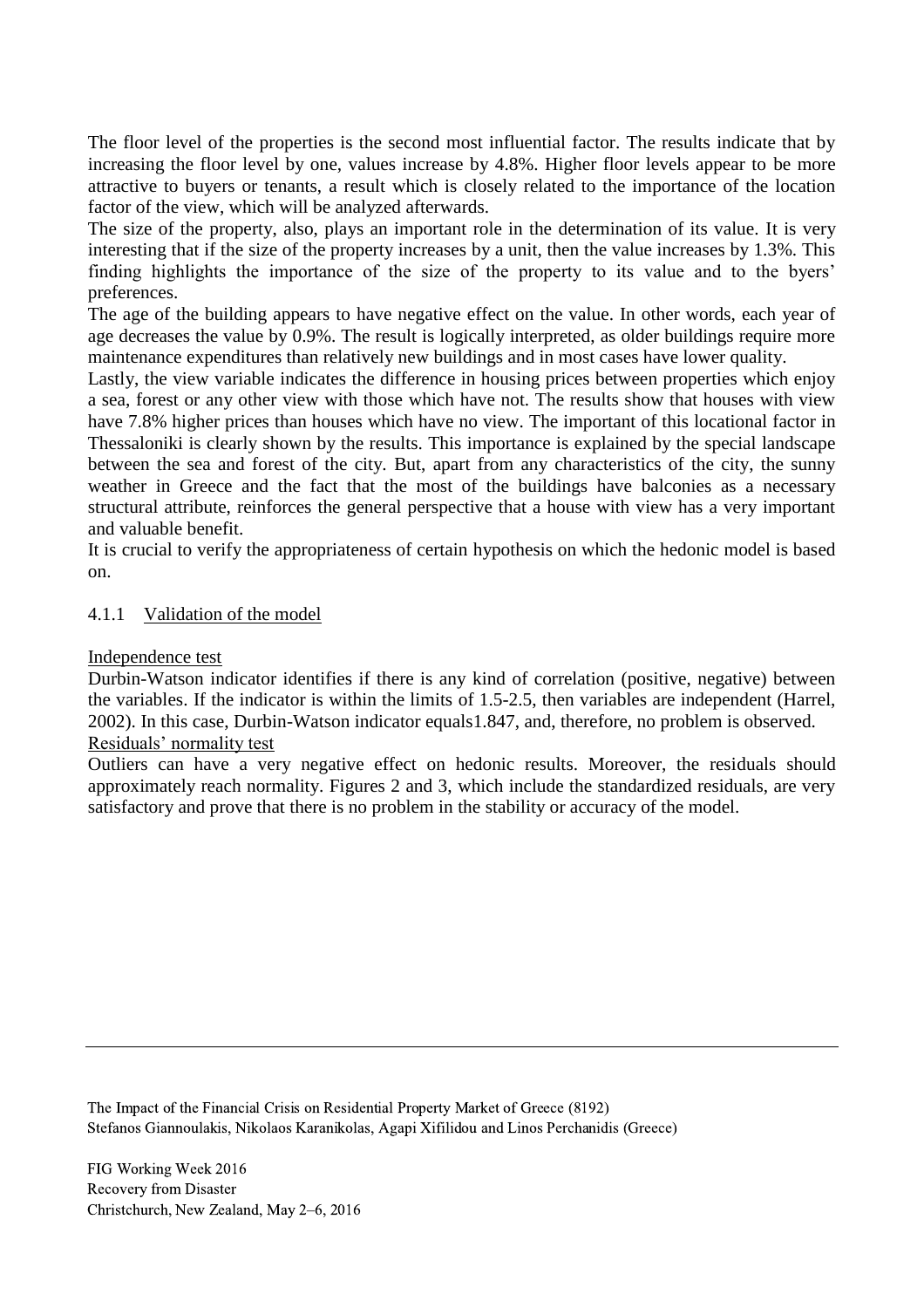The floor level of the properties is the second most influential factor. The results indicate that by increasing the floor level by one, values increase by 4.8%. Higher floor levels appear to be more attractive to buyers or tenants, a result which is closely related to the importance of the location factor of the view, which will be analyzed afterwards.

The size of the property, also, plays an important role in the determination of its value. It is very interesting that if the size of the property increases by a unit, then the value increases by 1.3%. This finding highlights the importance of the size of the property to its value and to the byers' preferences.

The age of the building appears to have negative effect on the value. In other words, each year of age decreases the value by 0.9%. The result is logically interpreted, as older buildings require more maintenance expenditures than relatively new buildings and in most cases have lower quality.

Lastly, the view variable indicates the difference in housing prices between properties which enjoy a sea, forest or any other view with those which have not. The results show that houses with view have 7.8% higher prices than houses which have no view. The important of this locational factor in Thessaloniki is clearly shown by the results. This importance is explained by the special landscape between the sea and forest of the city. But, apart from any characteristics of the city, the sunny weather in Greece and the fact that the most of the buildings have balconies as a necessary structural attribute, reinforces the general perspective that a house with view has a very important and valuable benefit.

It is crucial to verify the appropriateness of certain hypothesis on which the hedonic model is based on.

### 4.1.1 Validation of the model

Independence test

Durbin-Watson indicator identifies if there is any kind of correlation (positive, negative) between the variables. If the indicator is within the limits of 1.5-2.5, then variables are independent (Harrel, 2002). In this case, Durbin-Watson indicator equals1.847, and, therefore, no problem is observed.

Residuals' normality test

Outliers can have a very negative effect on hedonic results. Moreover, the residuals should approximately reach normality. Figures 2 and 3, which include the standardized residuals, are very satisfactory and prove that there is no problem in the stability or accuracy of the model.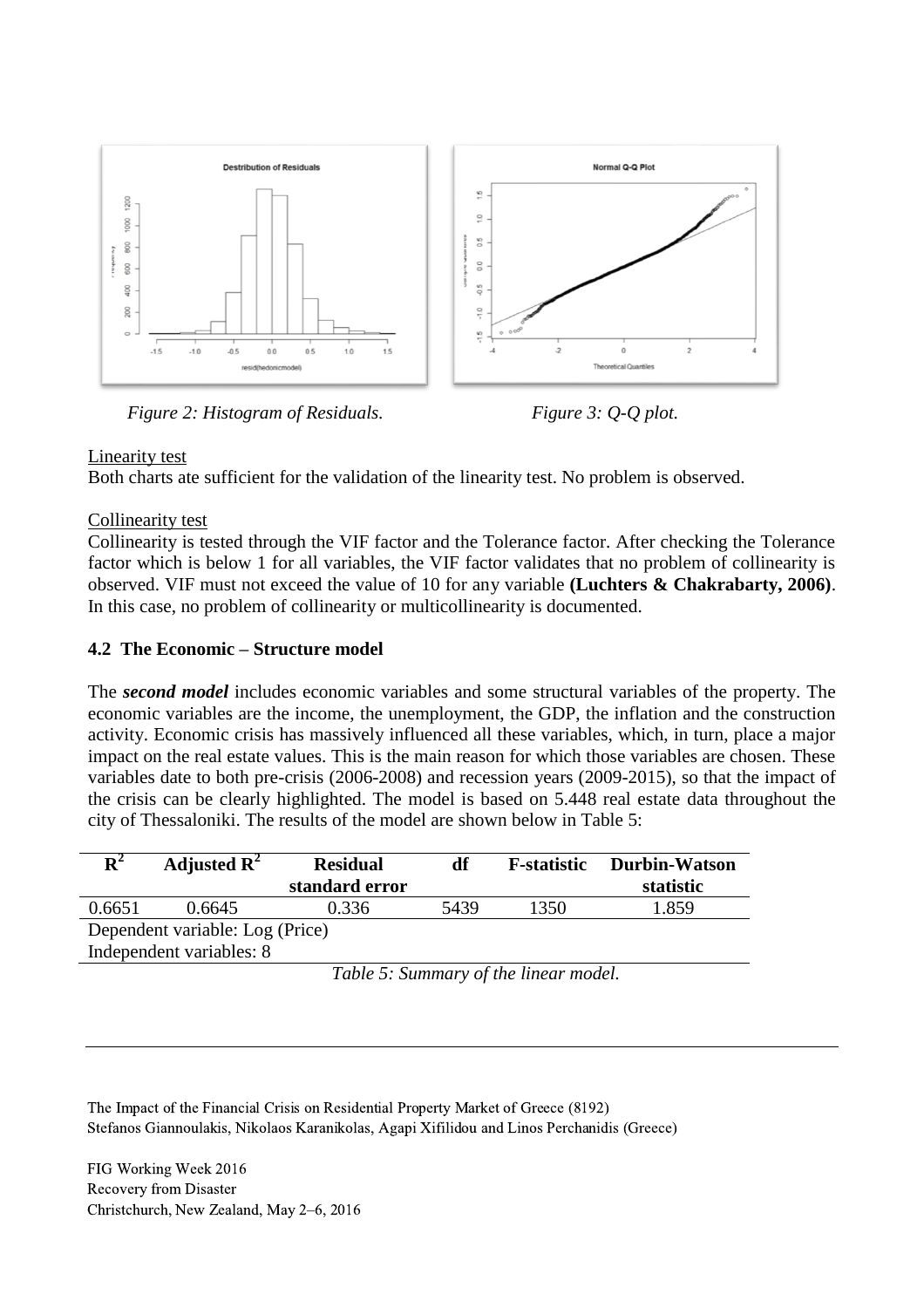*Figure 2: Histogram of Residuals.*

*Figure 3: Q-Q plot.*

Linearity test

Both charts ate sufficient for the validation of the linearity test. No problem is observed.

Collinearity test

Collinearity is tested through the VIF factor and the Tolerance factor. After checking the Tolerance factor which is below 1 for all variables, the VIF factor validates that no problem of collinearity is observed. VIF must not exceed the value of 10 for any variable **(Luchters & Chakrabarty, 2006)**. In this case, no problem of collinearity or multicollinearity is documented.

### 4.2 The Economic – Structure model

The ***second model*** includes economic variables and some structural variables of the property. The economic variables are the income, the unemployment, the GDP, the inflation and the construction activity. Economic crisis has massively influenced all these variables, which, in turn, place a major impact on the real estate values. This is the main reason for which those variables are chosen. These variables date to both pre-crisis (2006-2008) and recession years (2009-2015), so that the impact of the crisis can be clearly highlighted. The model is based on 5.448 real estate data throughout the city of Thessaloniki. The results of the model are shown below in Table 5:

| $R^2$ | Adjusted $R^2$ | Residual standard error | df | F-statistic | Durbin-Watson statistic |
|---|---|---|---|---|---|
| 0.6651 | 0.6645 | 0.336 | 5439 | 1350 | 1.859 |
| Dependent variable: Log (Price) | | | | | |
| Independent variables: 8 | | | | | |

*Table 5: Summary of the linear model.*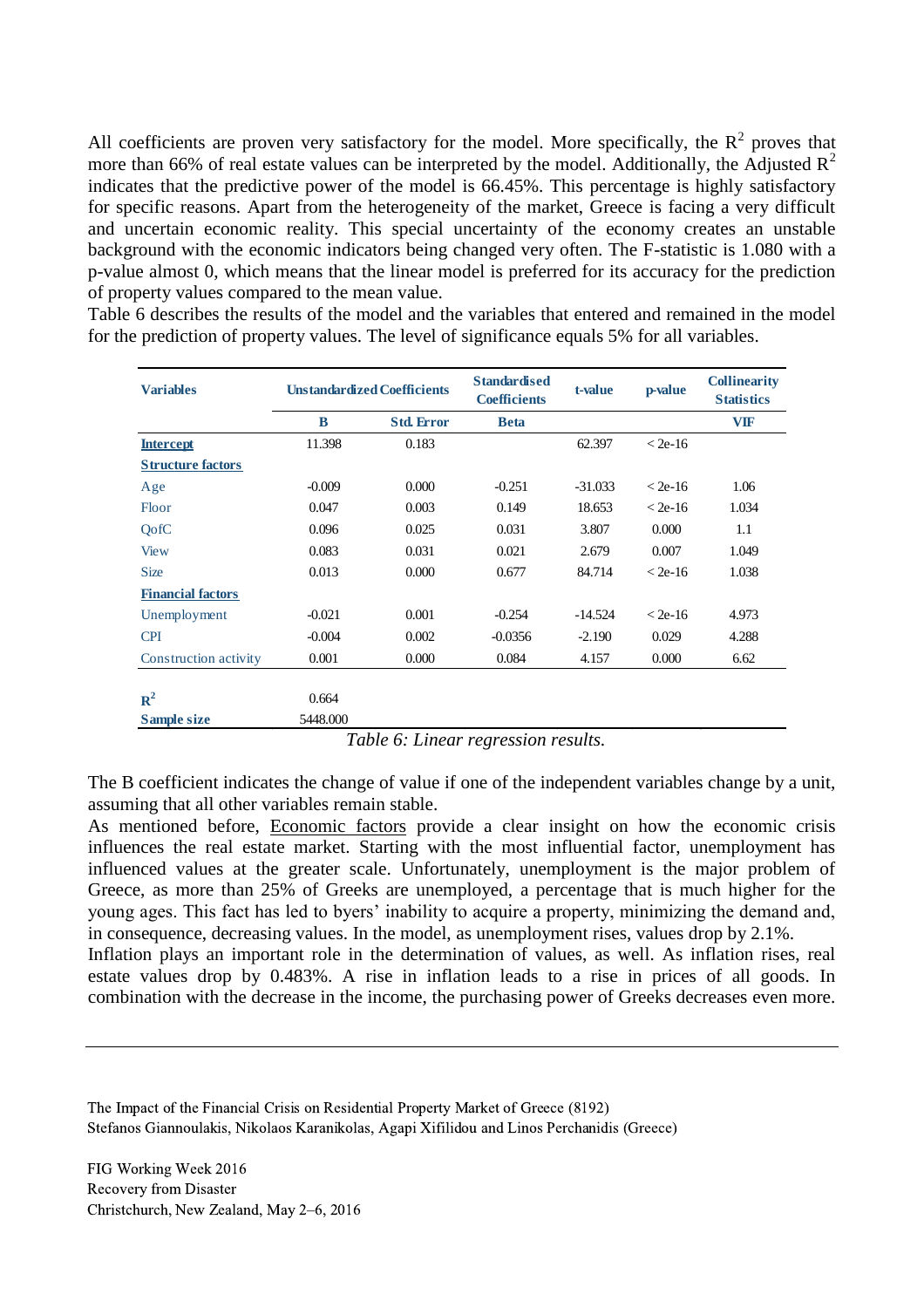All coefficients are proven very satisfactory for the model. More specifically, the $R^2$ proves that more than 66% of real estate values can be interpreted by the model. Additionally, the Adjusted $R^2$ indicates that the predictive power of the model is 66.45%. This percentage is highly satisfactory for specific reasons. Apart from the heterogeneity of the market, Greece is facing a very difficult and uncertain economic reality. This special uncertainty of the economy creates an unstable background with the economic indicators being changed very often. The F-statistic is 1.080 with a p-value almost 0, which means that the linear model is preferred for its accuracy for the prediction of property values compared to the mean value.

Table 6 describes the results of the model and the variables that entered and remained in the model for the prediction of property values. The level of significance equals 5% for all variables.

| Variables | Unstandardized Coefficients | | Standardised Coefficients | t-value | p-value | Collinearity Statistics |
|---|---|---|---|---|---|---|
| | B | Std. Error | Beta | | | VIF |
| **Intercept** | 11.398 | 0.183 | | 62.397 | < 2e-16 | |
| **Structure factors** | | | | | | |
| Age | -0.009 | 0.000 | -0.251 | -31.033 | < 2e-16 | 1.06 |
| Floor | 0.047 | 0.003 | 0.149 | 18.653 | < 2e-16 | 1.034 |
| QofC | 0.096 | 0.025 | 0.031 | 3.807 | 0.000 | 1.1 |
| View | 0.083 | 0.031 | 0.021 | 2.679 | 0.007 | 1.049 |
| Size | 0.013 | 0.000 | 0.677 | 84.714 | < 2e-16 | 1.038 |
| **Financial factors** | | | | | | |
| Unemployment | -0.021 | 0.001 | -0.254 | -14.524 | < 2e-16 | 4.973 |
| CPI | -0.004 | 0.002 | -0.0356 | -2.190 | 0.029 | 4.288 |
| Construction activity | 0.001 | 0.000 | 0.084 | 4.157 | 0.000 | 6.62 |
| $R^2$ | 0.664 | | | | | |
| **Sample size** | 5448.000 | | | | | |

*Table 6: Linear regression results.*

The B coefficient indicates the change of value if one of the independent variables change by a unit, assuming that all other variables remain stable.

As mentioned before, Economic factors provide a clear insight on how the economic crisis influences the real estate market. Starting with the most influential factor, unemployment has influenced values at the greater scale. Unfortunately, unemployment is the major problem of Greece, as more than 25% of Greeks are unemployed, a percentage that is much higher for the young ages. This fact has led to byers' inability to acquire a property, minimizing the demand and, in consequence, decreasing values. In the model, as unemployment rises, values drop by 2.1%.

Inflation plays an important role in the determination of values, as well. As inflation rises, real estate values drop by 0.483%. A rise in inflation leads to a rise in prices of all goods. In combination with the decrease in the income, the purchasing power of Greeks decreases even more.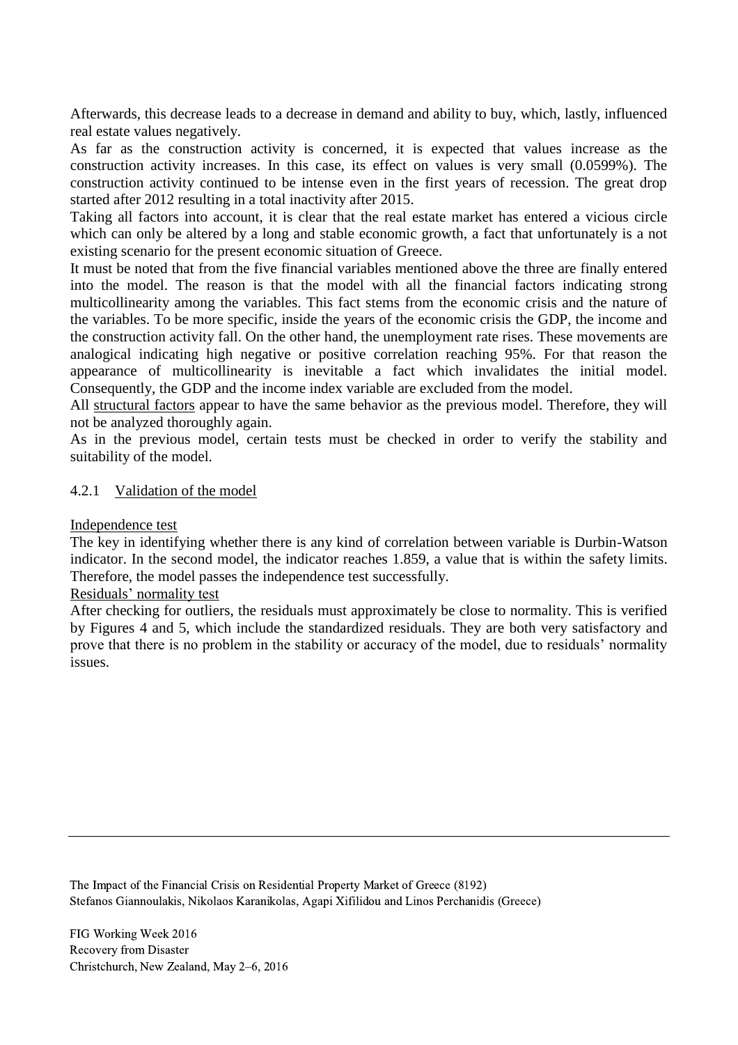Afterwards, this decrease leads to a decrease in demand and ability to buy, which, lastly, influenced real estate values negatively.

As far as the construction activity is concerned, it is expected that values increase as the construction activity increases. In this case, its effect on values is very small (0.0599%). The construction activity continued to be intense even in the first years of recession. The great drop started after 2012 resulting in a total inactivity after 2015.

Taking all factors into account, it is clear that the real estate market has entered a vicious circle which can only be altered by a long and stable economic growth, a fact that unfortunately is a not existing scenario for the present economic situation of Greece.

It must be noted that from the five financial variables mentioned above the three are finally entered into the model. The reason is that the model with all the financial factors indicating strong multicollinearity among the variables. This fact stems from the economic crisis and the nature of the variables. To be more specific, inside the years of the economic crisis the GDP, the income and the construction activity fall. On the other hand, the unemployment rate rises. These movements are analogical indicating high negative or positive correlation reaching 95%. For that reason the appearance of multicollinearity is inevitable a fact which invalidates the initial model. Consequently, the GDP and the income index variable are excluded from the model.

All structural factors appear to have the same behavior as the previous model. Therefore, they will not be analyzed thoroughly again.

As in the previous model, certain tests must be checked in order to verify the stability and suitability of the model.

### 4.2.1 Validation of the model

Independence test

The key in identifying whether there is any kind of correlation between variable is Durbin-Watson indicator. In the second model, the indicator reaches 1.859, a value that is within the safety limits. Therefore, the model passes the independence test successfully.

Residuals' normality test

After checking for outliers, the residuals must approximately be close to normality. This is verified by Figures 4 and 5, which include the standardized residuals. They are both very satisfactory and prove that there is no problem in the stability or accuracy of the model, due to residuals' normality issues.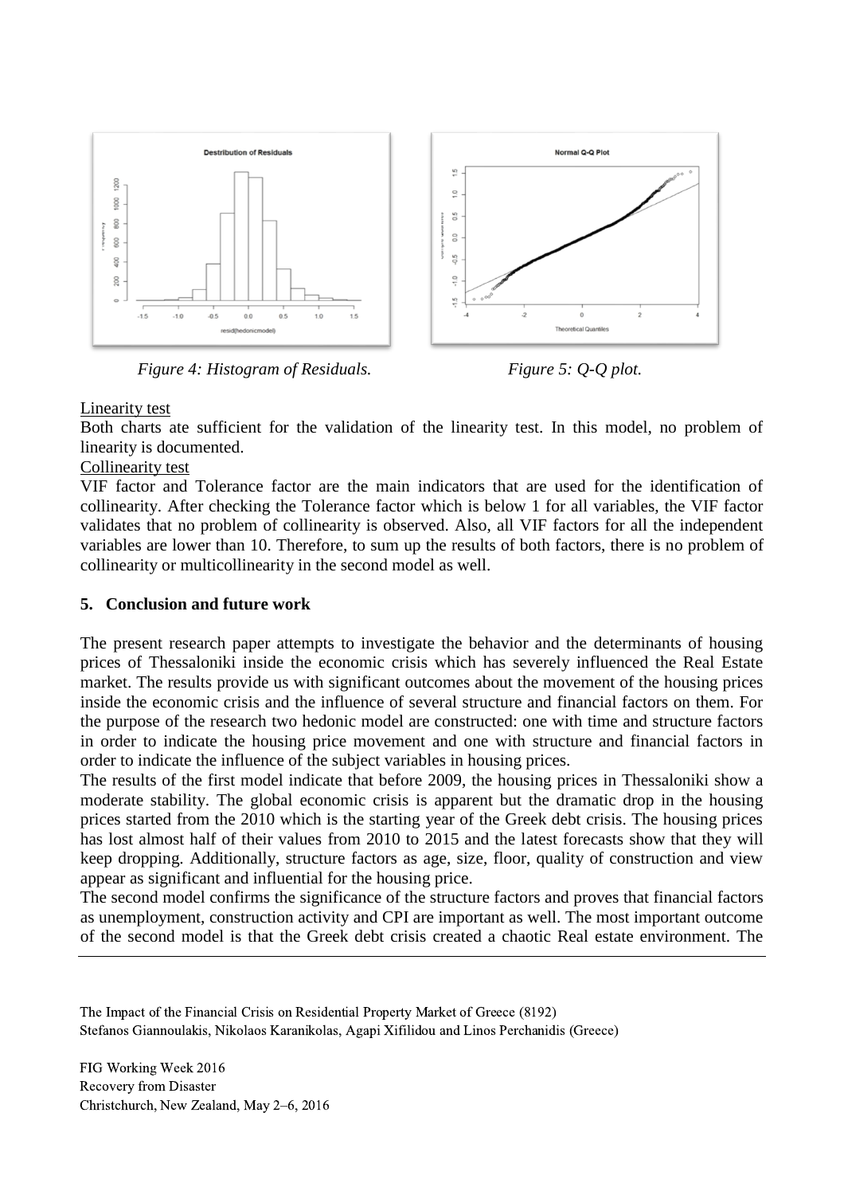Figure 4: Histogram of Residuals.

Figure 5: Q-Q plot.

Linearity test

Both charts ate sufficient for the validation of the linearity test. In this model, no problem of linearity is documented.

Collinearity test

VIF factor and Tolerance factor are the main indicators that are used for the identification of collinearity. After checking the Tolerance factor which is below 1 for all variables, the VIF factor validates that no problem of collinearity is observed. Also, all VIF factors for all the independent variables are lower than 10. Therefore, to sum up the results of both factors, there is no problem of collinearity or multicollinearity in the second model as well.

## 5. Conclusion and future work

The present research paper attempts to investigate the behavior and the determinants of housing prices of Thessaloniki inside the economic crisis which has severely influenced the Real Estate market. The results provide us with significant outcomes about the movement of the housing prices inside the economic crisis and the influence of several structure and financial factors on them. For the purpose of the research two hedonic model are constructed: one with time and structure factors in order to indicate the housing price movement and one with structure and financial factors in order to indicate the influence of the subject variables in housing prices.

The results of the first model indicate that before 2009, the housing prices in Thessaloniki show a moderate stability. The global economic crisis is apparent but the dramatic drop in the housing prices started from the 2010 which is the starting year of the Greek debt crisis. The housing prices has lost almost half of their values from 2010 to 2015 and the latest forecasts show that they will keep dropping. Additionally, structure factors as age, size, floor, quality of construction and view appear as significant and influential for the housing price.

The second model confirms the significance of the structure factors and proves that financial factors as unemployment, construction activity and CPI are important as well. The most important outcome of the second model is that the Greek debt crisis created a chaotic Real estate environment. The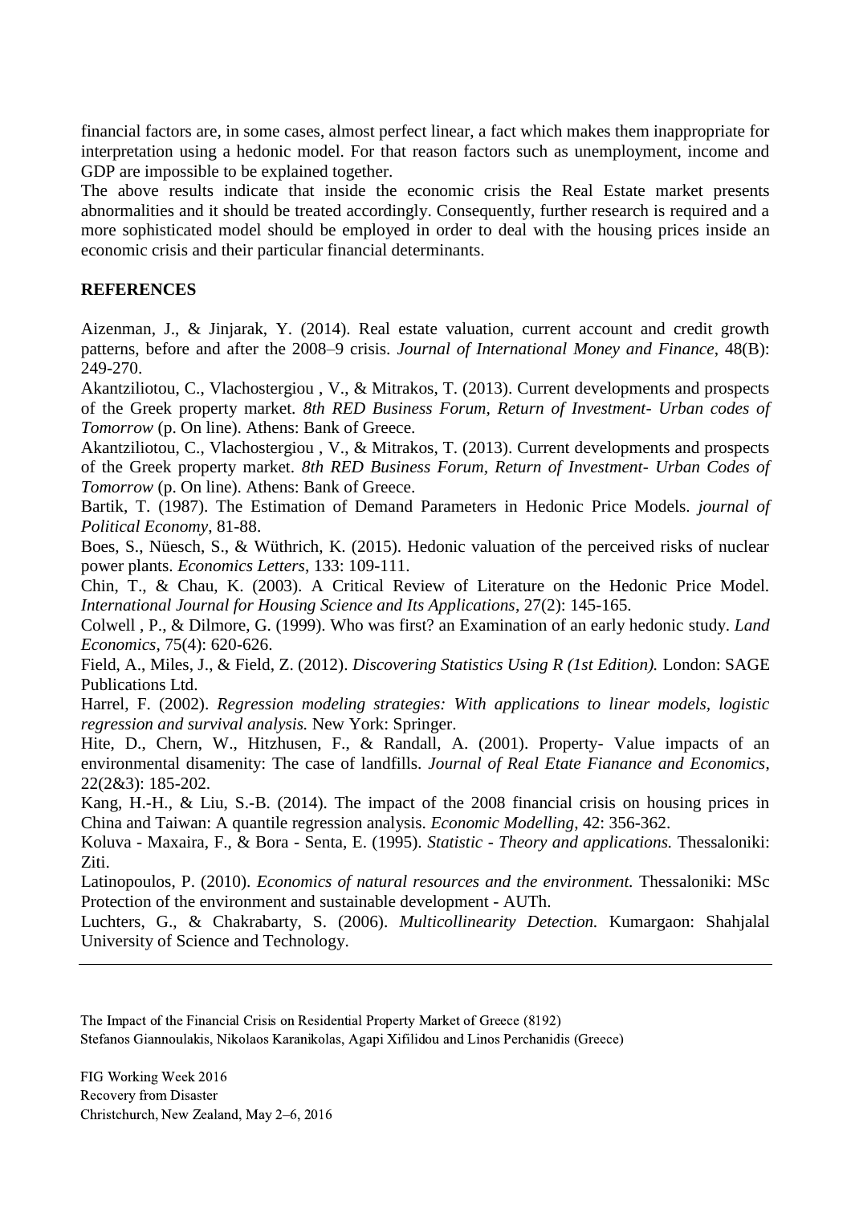financial factors are, in some cases, almost perfect linear, a fact which makes them inappropriate for interpretation using a hedonic model. For that reason factors such as unemployment, income and GDP are impossible to be explained together.

The above results indicate that inside the economic crisis the Real Estate market presents abnormalities and it should be treated accordingly. Consequently, further research is required and a more sophisticated model should be employed in order to deal with the housing prices inside an economic crisis and their particular financial determinants.

**REFERENCES**

Aizenman, J., & Jinjarak, Y. (2014). Real estate valuation, current account and credit growth patterns, before and after the 2008–9 crisis. *Journal of International Money and Finance*, 48(B): 249-270.

Akantziliotou, C., Vlachostergiou , V., & Mitrakos, T. (2013). Current developments and prospects of the Greek property market. *8th RED Business Forum, Return of Investment- Urban codes of Tomorrow* (p. On line). Athens: Bank of Greece.

Akantziliotou, C., Vlachostergiou , V., & Mitrakos, T. (2013). Current developments and prospects of the Greek property market. *8th RED Business Forum, Return of Investment- Urban Codes of Tomorrow* (p. On line). Athens: Bank of Greece.

Bartik, T. (1987). The Estimation of Demand Parameters in Hedonic Price Models. *journal of Political Economy*, 81-88.

Boes, S., Nüesch, S., & Wüthrich, K. (2015). Hedonic valuation of the perceived risks of nuclear power plants. *Economics Letters*, 133: 109-111.

Chin, T., & Chau, K. (2003). A Critical Review of Literature on the Hedonic Price Model. *International Journal for Housing Science and Its Applications*, 27(2): 145-165.

Colwell , P., & Dilmore, G. (1999). Who was first? an Examination of an early hedonic study. *Land Economics*, 75(4): 620-626.

Field, A., Miles, J., & Field, Z. (2012). *Discovering Statistics Using R (1st Edition).* London: SAGE Publications Ltd.

Harrel, F. (2002). *Regression modeling strategies: With applications to linear models, logistic regression and survival analysis.* New York: Springer.

Hite, D., Chern, W., Hitzhusen, F., & Randall, A. (2001). Property- Value impacts of an environmental disamenity: The case of landfills. *Journal of Real Etate Fianance and Economics*, 22(2&3): 185-202.

Kang, H.-H., & Liu, S.-B. (2014). The impact of the 2008 financial crisis on housing prices in China and Taiwan: A quantile regression analysis. *Economic Modelling*, 42: 356-362.

Koluva - Maxaira, F., & Bora - Senta, E. (1995). *Statistic - Theory and applications.* Thessaloniki: Ziti.

Latinopoulos, P. (2010). *Economics of natural resources and the environment.* Thessaloniki: MSc Protection of the environment and sustainable development - AUTh.

Luchters, G., & Chakrabarty, S. (2006). *Multicollinearity Detection.* Kumargaon: Shahjalal University of Science and Technology.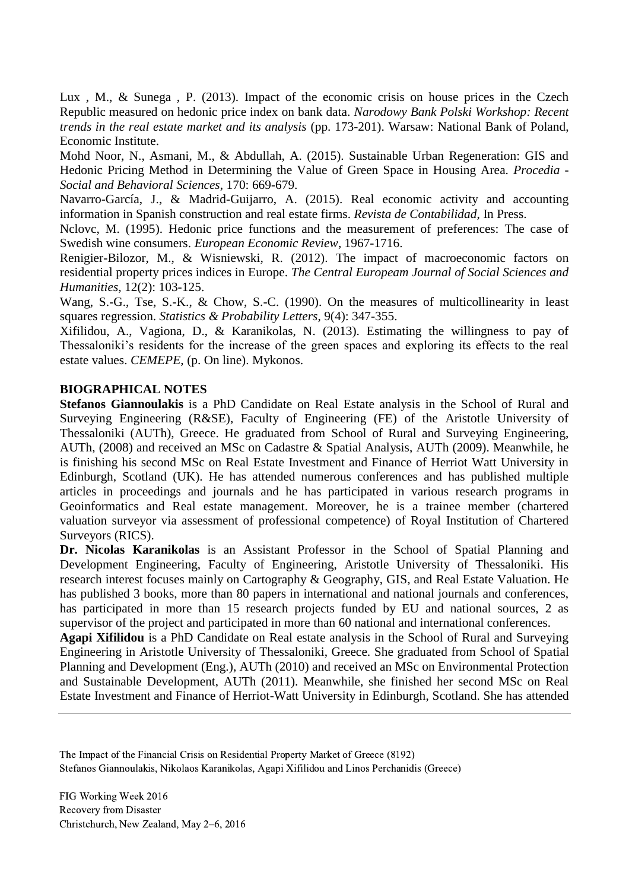Lux , M., & Sunega , P. (2013). Impact of the economic crisis on house prices in the Czech Republic measured on hedonic price index on bank data. *Narodowy Bank Polski Workshop: Recent trends in the real estate market and its analysis* (pp. 173-201). Warsaw: National Bank of Poland, Economic Institute.

Mohd Noor, N., Asmani, M., & Abdullah, A. (2015). Sustainable Urban Regeneration: GIS and Hedonic Pricing Method in Determining the Value of Green Space in Housing Area. *Procedia - Social and Behavioral Sciences*, 170: 669-679.

Navarro-García, J., & Madrid-Guijarro, A. (2015). Real economic activity and accounting information in Spanish construction and real estate firms. *Revista de Contabilidad*, In Press.

Nclovc, M. (1995). Hedonic price functions and the measurement of preferences: The case of Swedish wine consumers. *European Economic Review*, 1967-1716.

Renigier-Bilozor, M., & Wisniewski, R. (2012). The impact of macroeconomic factors on residential property prices indices in Europe. *The Central Europeam Journal of Social Sciences and Humanities*, 12(2): 103-125.

Wang, S.-G., Tse, S.-K., & Chow, S.-C. (1990). On the measures of multicollinearity in least squares regression. *Statistics & Probability Letters*, 9(4): 347-355.

Xifilidou, A., Vagiona, D., & Karanikolas, N. (2013). Estimating the willingness to pay of Thessaloniki's residents for the increase of the green spaces and exploring its effects to the real estate values. *CEMEPE*, (p. On line). Mykonos.

## BIOGRAPHICAL NOTES

**Stefanos Giannoulakis** is a PhD Candidate on Real Estate analysis in the School of Rural and Surveying Engineering (R&SE), Faculty of Engineering (FE) of the Aristotle University of Thessaloniki (AUTh), Greece. He graduated from School of Rural and Surveying Engineering, AUTh, (2008) and received an MSc on Cadastre & Spatial Analysis, AUTh (2009). Meanwhile, he is finishing his second MSc on Real Estate Investment and Finance of Herriot Watt University in Edinburgh, Scotland (UK). He has attended numerous conferences and has published multiple articles in proceedings and journals and he has participated in various research programs in Geoinformatics and Real estate management. Moreover, he is a trainee member (chartered valuation surveyor via assessment of professional competence) of Royal Institution of Chartered Surveyors (RICS).

**Dr. Nicolas Karanikolas** is an Assistant Professor in the School of Spatial Planning and Development Engineering, Faculty of Engineering, Aristotle University of Thessaloniki. His research interest focuses mainly on Cartography & Geography, GIS, and Real Estate Valuation. He has published 3 books, more than 80 papers in international and national journals and conferences, has participated in more than 15 research projects funded by EU and national sources, 2 as supervisor of the project and participated in more than 60 national and international conferences.

**Agapi Xifilidou** is a PhD Candidate on Real estate analysis in the School of Rural and Surveying Engineering in Aristotle University of Thessaloniki, Greece. She graduated from School of Spatial Planning and Development (Eng.), AUTh (2010) and received an MSc on Environmental Protection and Sustainable Development, AUTh (2011). Meanwhile, she finished her second MSc on Real Estate Investment and Finance of Herriot-Watt University in Edinburgh, Scotland. She has attended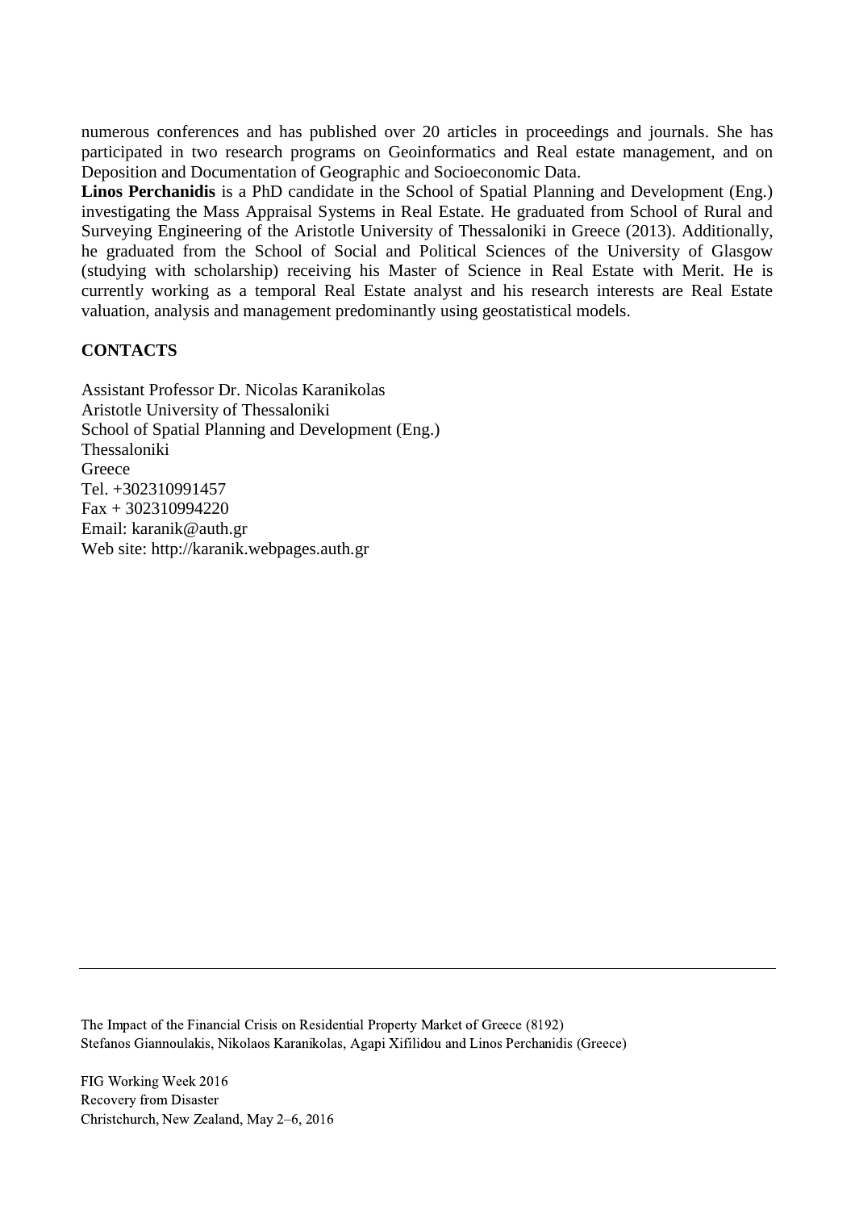numerous conferences and has published over 20 articles in proceedings and journals. She has participated in two research programs on Geoinformatics and Real estate management, and on Deposition and Documentation of Geographic and Socioeconomic Data.

**Linos Perchanidis** is a PhD candidate in the School of Spatial Planning and Development (Eng.) investigating the Mass Appraisal Systems in Real Estate. He graduated from School of Rural and Surveying Engineering of the Aristotle University of Thessaloniki in Greece (2013). Additionally, he graduated from the School of Social and Political Sciences of the University of Glasgow (studying with scholarship) receiving his Master of Science in Real Estate with Merit. He is currently working as a temporal Real Estate analyst and his research interests are Real Estate valuation, analysis and management predominantly using geostatistical models.

## CONTACTS

Assistant Professor Dr. Nicolas Karanikolas
Aristotle University of Thessaloniki
School of Spatial Planning and Development (Eng.)
Thessaloniki
Greece
Tel. +302310991457
Fax + 302310994220
Email: karanik@auth.gr
Web site: http://karanik.webpages.auth.gr